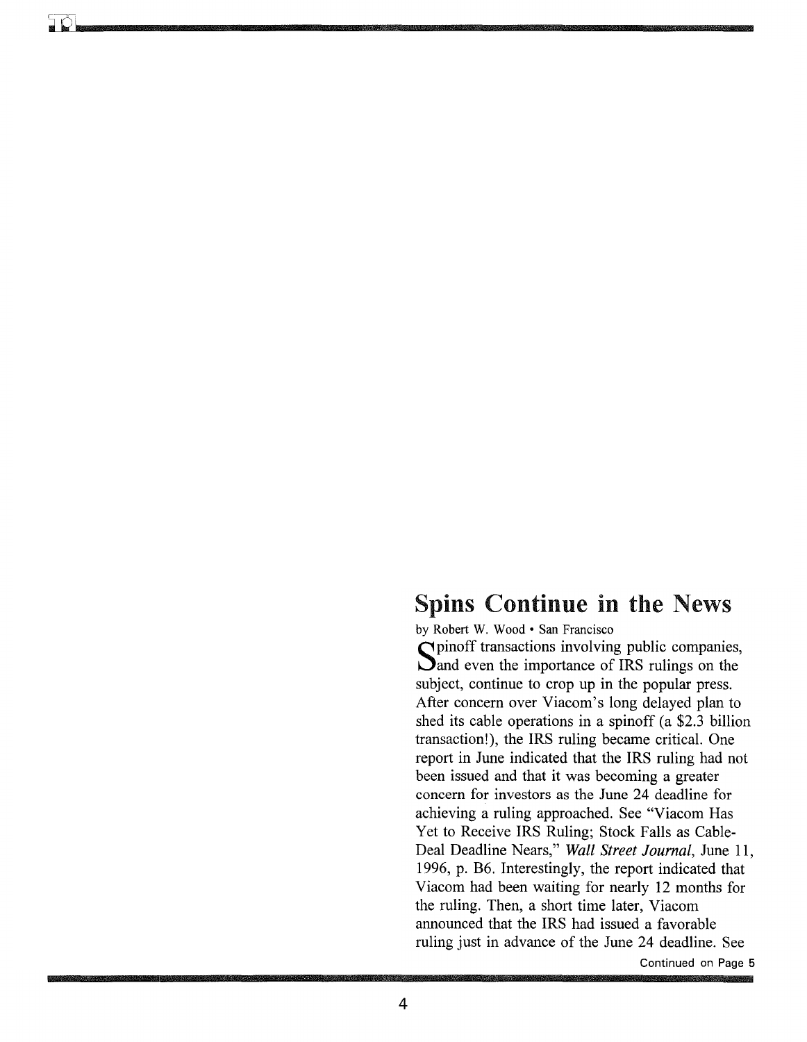## Spins Continue in the News

by Robert W. Wood • San Francisco

Spinoff transactions involving public companies, and even the importance of IRS rulings on the subject, continue to crop up in the popular press. After concern over Viacom's long delayed plan to shed its cable operations in a spinoff (a $2.3 billion transaction!), the IRS ruling became critical. One report in June indicated that the IRS ruling had not been issued and that it was becoming a greater concern for investors as the June 24 deadline for achieving a ruling approached. See "Viacom Has Yet to Receive IRS Ruling; Stock Falls as Cable-Deal Deadline Nears," *Wall Street Journal*, June 11, 1996, p. B6. Interestingly, the report indicated that Viacom had been waiting for nearly 12 months for the ruling. Then, a short time later, Viacom announced that the IRS had issued a favorable ruling just in advance of the June 24 deadline. See

Continued on Page 5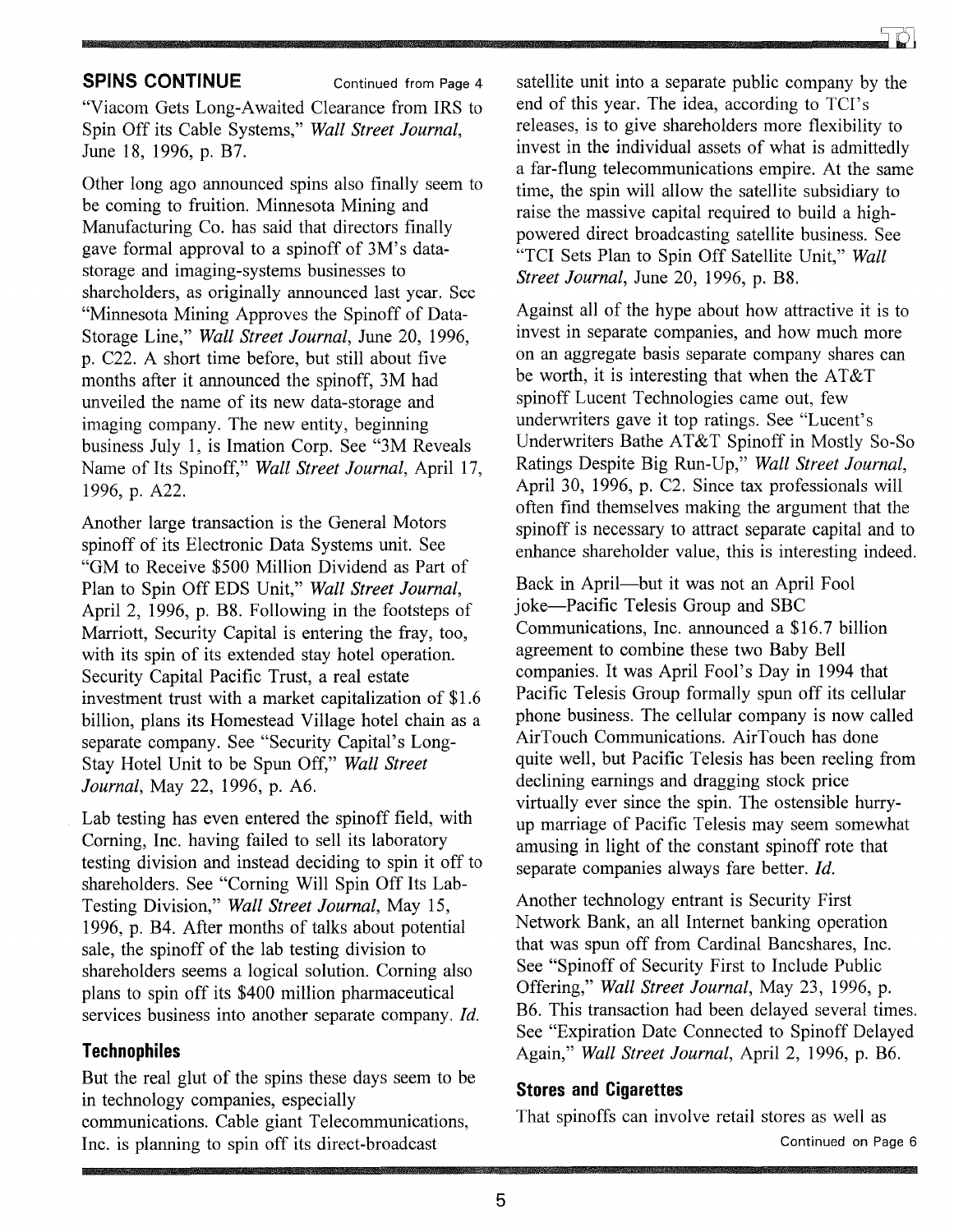**SPINS CONTINUE** Continued from Page 4

"Viacom Gets Long-Awaited Clearance from IRS to Spin Off its Cable Systems," *Wall Street Journal*, June 18, 1996, p. B7.

Other long ago announced spins also finally seem to be coming to fruition. Minnesota Mining and Manufacturing Co. has said that directors finally gave formal approval to a spinoff of 3M's data-storage and imaging-systems businesses to shareholders, as originally announced last year. See "Minnesota Mining Approves the Spinoff of Data-Storage Line," *Wall Street Journal*, June 20, 1996, p. C22. A short time before, but still about five months after it announced the spinoff, 3M had unveiled the name of its new data-storage and imaging company. The new entity, beginning business July 1, is Imation Corp. See "3M Reveals Name of Its Spinoff," *Wall Street Journal*, April 17, 1996, p. A22.

Another large transaction is the General Motors spinoff of its Electronic Data Systems unit. See "GM to Receive $500 Million Dividend as Part of Plan to Spin Off EDS Unit," *Wall Street Journal*, April 2, 1996, p. B8. Following in the footsteps of Marriott, Security Capital is entering the fray, too, with its spin of its extended stay hotel operation. Security Capital Pacific Trust, a real estate investment trust with a market capitalization of $1.6 billion, plans its Homestead Village hotel chain as a separate company. See "Security Capital's Long-Stay Hotel Unit to be Spun Off," *Wall Street Journal*, May 22, 1996, p. A6.

Lab testing has even entered the spinoff field, with Corning, Inc. having failed to sell its laboratory testing division and instead deciding to spin it off to shareholders. See "Corning Will Spin Off Its Lab-Testing Division," *Wall Street Journal*, May 15, 1996, p. B4. After months of talks about potential sale, the spinoff of the lab testing division to shareholders seems a logical solution. Corning also plans to spin off its $400 million pharmaceutical services business into another separate company. *Id.*

### Technophiles

But the real glut of the spins these days seem to be in technology companies, especially communications. Cable giant Telecommunications, Inc. is planning to spin off its direct-broadcast satellite unit into a separate public company by the end of this year. The idea, according to TCI's releases, is to give shareholders more flexibility to invest in the individual assets of what is admittedly a far-flung telecommunications empire. At the same time, the spin will allow the satellite subsidiary to raise the massive capital required to build a high-powered direct broadcasting satellite business. See "TCI Sets Plan to Spin Off Satellite Unit," *Wall Street Journal*, June 20, 1996, p. B8.

Against all of the hype about how attractive it is to invest in separate companies, and how much more on an aggregate basis separate company shares can be worth, it is interesting that when the AT&T spinoff Lucent Technologies came out, few underwriters gave it top ratings. See "Lucent's Underwriters Bathe AT&T Spinoff in Mostly So-So Ratings Despite Big Run-Up," *Wall Street Journal*, April 30, 1996, p. C2. Since tax professionals will often find themselves making the argument that the spinoff is necessary to attract separate capital and to enhance shareholder value, this is interesting indeed.

Back in April—but it was not an April Fool joke—Pacific Telesis Group and SBC Communications, Inc. announced a $16.7 billion agreement to combine these two Baby Bell companies. It was April Fool's Day in 1994 that Pacific Telesis Group formally spun off its cellular phone business. The cellular company is now called AirTouch Communications. AirTouch has done quite well, but Pacific Telesis has been reeling from declining earnings and dragging stock price virtually ever since the spin. The ostensible hurry-up marriage of Pacific Telesis may seem somewhat amusing in light of the constant spinoff rote that separate companies always fare better. *Id.*

Another technology entrant is Security First Network Bank, an all Internet banking operation that was spun off from Cardinal Bancshares, Inc. See "Spinoff of Security First to Include Public Offering," *Wall Street Journal*, May 23, 1996, p. B6. This transaction had been delayed several times. See "Expiration Date Connected to Spinoff Delayed Again," *Wall Street Journal*, April 2, 1996, p. B6.

### Stores and Cigarettes

That spinoffs can involve retail stores as well as

Continued on Page 6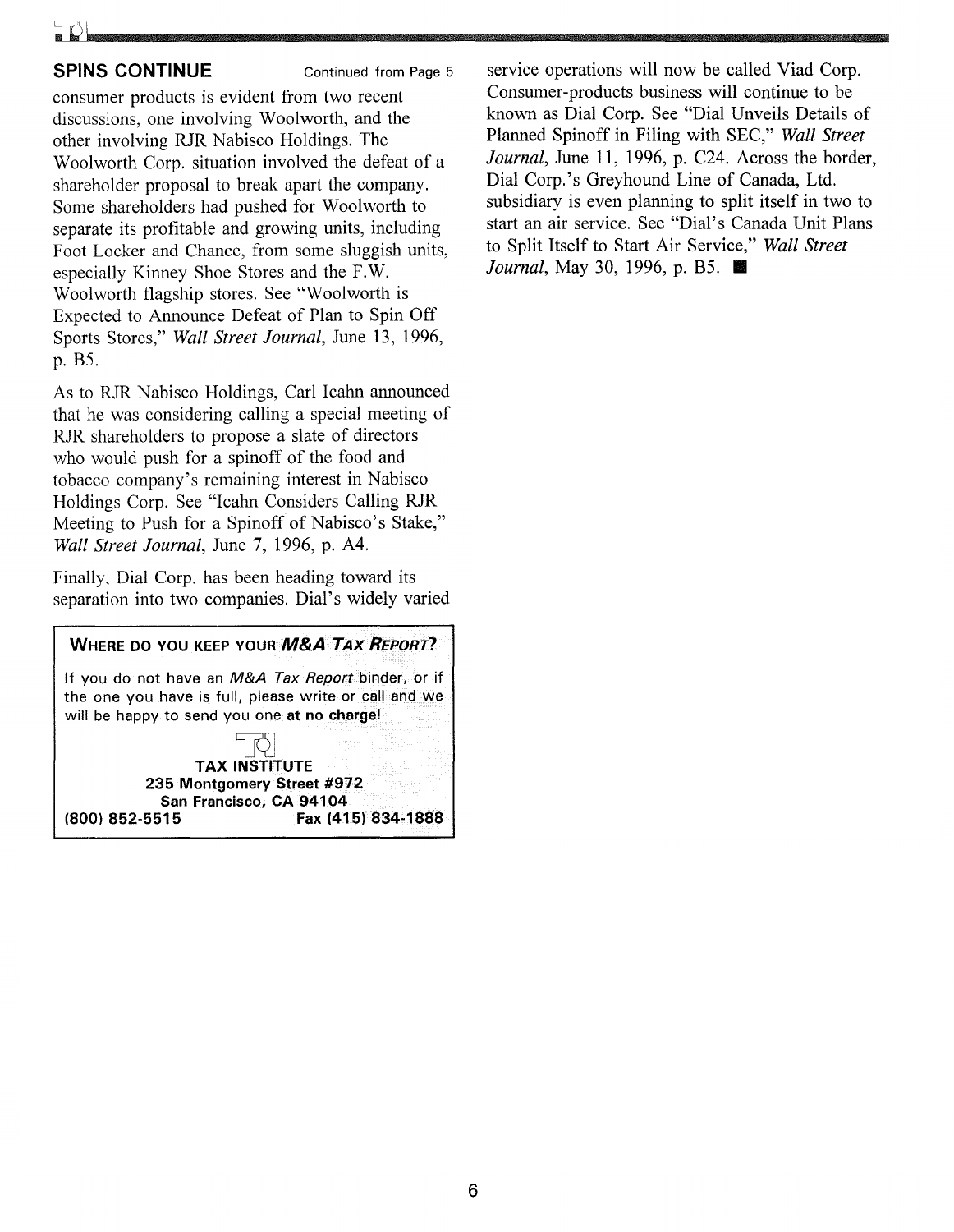## SPINS CONTINUE

Continued from Page 5

consumer products is evident from two recent discussions, one involving Woolworth, and the other involving RJR Nabisco Holdings. The Woolworth Corp. situation involved the defeat of a shareholder proposal to break apart the company. Some shareholders had pushed for Woolworth to separate its profitable and growing units, including Foot Locker and Chance, from some sluggish units, especially Kinney Shoe Stores and the F.W. Woolworth flagship stores. See "Woolworth is Expected to Announce Defeat of Plan to Spin Off Sports Stores," *Wall Street Journal*, June 13, 1996, p. B5.

As to RJR Nabisco Holdings, Carl Icahn announced that he was considering calling a special meeting of RJR shareholders to propose a slate of directors who would push for a spinoff of the food and tobacco company's remaining interest in Nabisco Holdings Corp. See "Icahn Considers Calling RJR Meeting to Push for a Spinoff of Nabisco's Stake," *Wall Street Journal*, June 7, 1996, p. A4.

Finally, Dial Corp. has been heading toward its separation into two companies. Dial's widely varied service operations will now be called Viad Corp. Consumer-products business will continue to be known as Dial Corp. See "Dial Unveils Details of Planned Spinoff in Filing with SEC," *Wall Street Journal*, June 11, 1996, p. C24. Across the border, Dial Corp.'s Greyhound Line of Canada, Ltd. subsidiary is even planning to split itself in two to start an air service. See "Dial's Canada Unit Plans to Split Itself to Start Air Service," *Wall Street Journal*, May 30, 1996, p. B5. ■

---

**WHERE DO YOU KEEP YOUR *M&A TAX REPORT*?**

If you do not have an *M&A Tax Report* binder, or if the one you have is full, please write or call and we will be happy to send you one **at no charge!**

**TAX INSTITUTE**
**235 Montgomery Street #972**
**San Francisco, CA 94104**
**(800) 852-5515** **Fax (415) 834-1888**